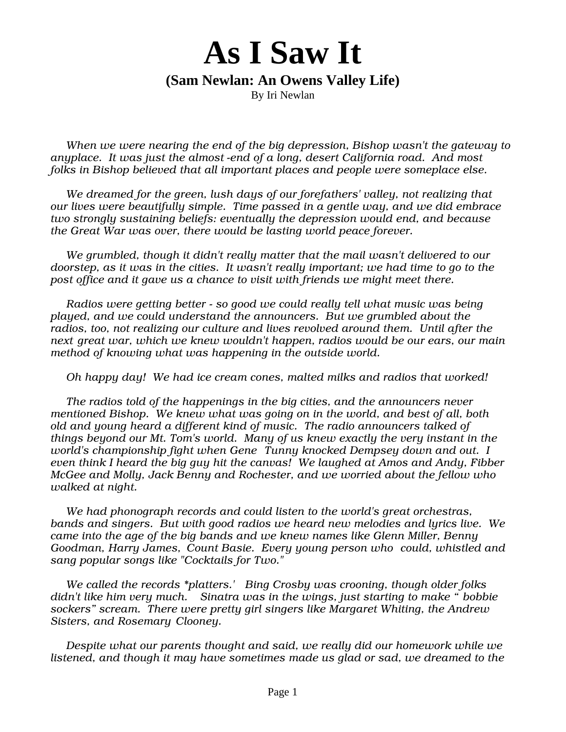# As I Saw It

### (Sam Newlan: An Owens Valley Life)

By Iri Newlan

*When we were nearing the end of the big depression, Bishop wasn't the gateway to anyplace. It was just the almost -end of a long, desert California road. And most folks in Bishop believed that all important places and people were someplace else.*

*We dreamed for the green, lush days of our forefathers' valley, not realizing that our lives were beautifully simple. Time passed in a gentle way, and we did embrace two strongly sustaining beliefs: eventually the depression would end, and because the Great War was over, there would be lasting world peace forever.*

*We grumbled, though it didn't really matter that the mail wasn't delivered to our doorstep, as it was in the cities. It wasn't really important; we had time to go to the post office and it gave us a chance to visit with friends we might meet there.*

*Radios were getting better - so good we could really tell what music was being played, and we could understand the announcers. But we grumbled about the radios, too, not realizing our culture and lives revolved around them. Until after the next great war, which we knew wouldn't happen, radios would be our ears, our main method of knowing what was happening in the outside world.*

*Oh happy day! We had ice cream cones, malted milks and radios that worked!*

*The radios told of the happenings in the big cities, and the announcers never mentioned Bishop. We knew what was going on in the world, and best of all, both old and young heard a different kind of music. The radio announcers talked of things beyond our Mt. Tom's world. Many of us knew exactly the very instant in the world's championship fight when Gene Tunny knocked Dempsey down and out. I even think I heard the big guy hit the canvas! We laughed at Amos and Andy, Fibber McGee and Molly, Jack Benny and Rochester, and we worried about the fellow who walked at night.*

*We had phonograph records and could listen to the world's great orchestras, bands and singers. But with good radios we heard new melodies and lyrics live. We came into the age of the big bands and we knew names like Glenn Miller, Benny Goodman, Harry James, Count Basie. Every young person who could, whistled and sang popular songs like "Cocktails for Two."*

*We called the records *platters.' Bing Crosby was crooning, though older folks didn't like him very much. Sinatra was in the wings, just starting to make " bobbie sockers" scream. There were pretty girl singers like Margaret Whiting, the Andrew Sisters, and Rosemary Clooney.*

*Despite what our parents thought and said, we really did our homework while we listened, and though it may have sometimes made us glad or sad, we dreamed to the*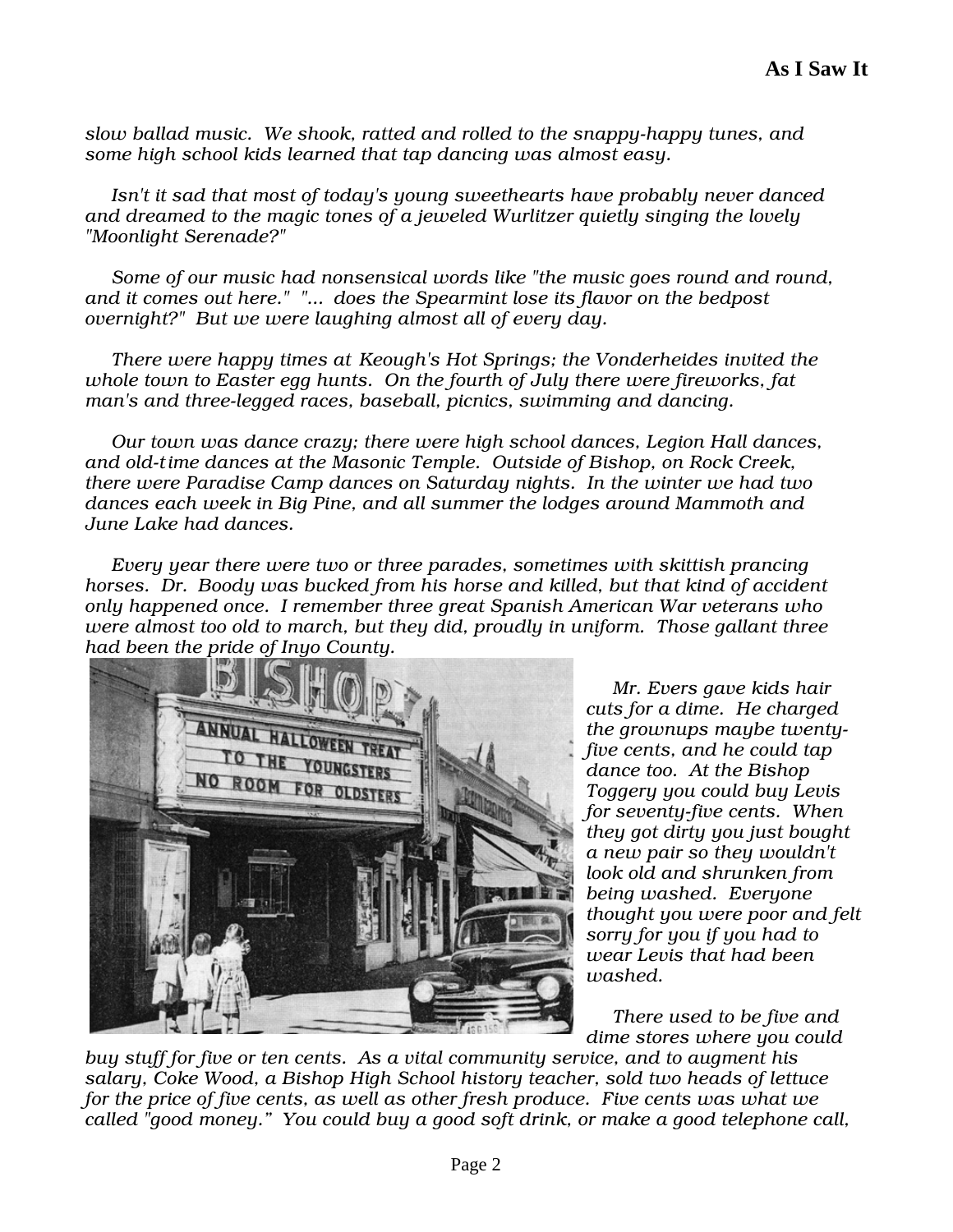*slow ballad music. We shook, ratted and rolled to the snappy-happy tunes, and some high school kids learned that tap dancing was almost easy.*

*Isn't it sad that most of today's young sweethearts have probably never danced and dreamed to the magic tones of a jeweled Wurlitzer quietly singing the lovely "Moonlight Serenade?"*

*Some of our music had nonsensical words like "the music goes round and round, and it comes out here." "... does the Spearmint lose its flavor on the bedpost overnight?" But we were laughing almost all of every day.*

*There were happy times at Keough's Hot Springs; the Vonderheides invited the whole town to Easter egg hunts. On the fourth of July there were fireworks, fat man's and three-legged races, baseball, picnics, swimming and dancing.*

*Our town was dance crazy; there were high school dances, Legion Hall dances, and old-time dances at the Masonic Temple. Outside of Bishop, on Rock Creek, there were Paradise Camp dances on Saturday nights. In the winter we had two dances each week in Big Pine, and all summer the lodges around Mammoth and June Lake had dances.*

*Every year there were two or three parades, sometimes with skittish prancing horses. Dr. Boody was bucked from his horse and killed, but that kind of accident only happened once. I remember three great Spanish American War veterans who were almost too old to march, but they did, proudly in uniform. Those gallant three had been the pride of Inyo County.*

*Mr. Evers gave kids hair cuts for a dime. He charged the grownups maybe twenty-five cents, and he could tap dance too. At the Bishop Toggery you could buy Levis for seventy-five cents. When they got dirty you just bought a new pair so they wouldn't look old and shrunken from being washed. Everyone thought you were poor and felt sorry for you if you had to wear Levis that had been washed.*

*There used to be five and dime stores where you could buy stuff for five or ten cents. As a vital community service, and to augment his salary, Coke Wood, a Bishop High School history teacher, sold two heads of lettuce for the price of five cents, as well as other fresh produce. Five cents was what we called "good money." You could buy a good soft drink, or make a good telephone call,*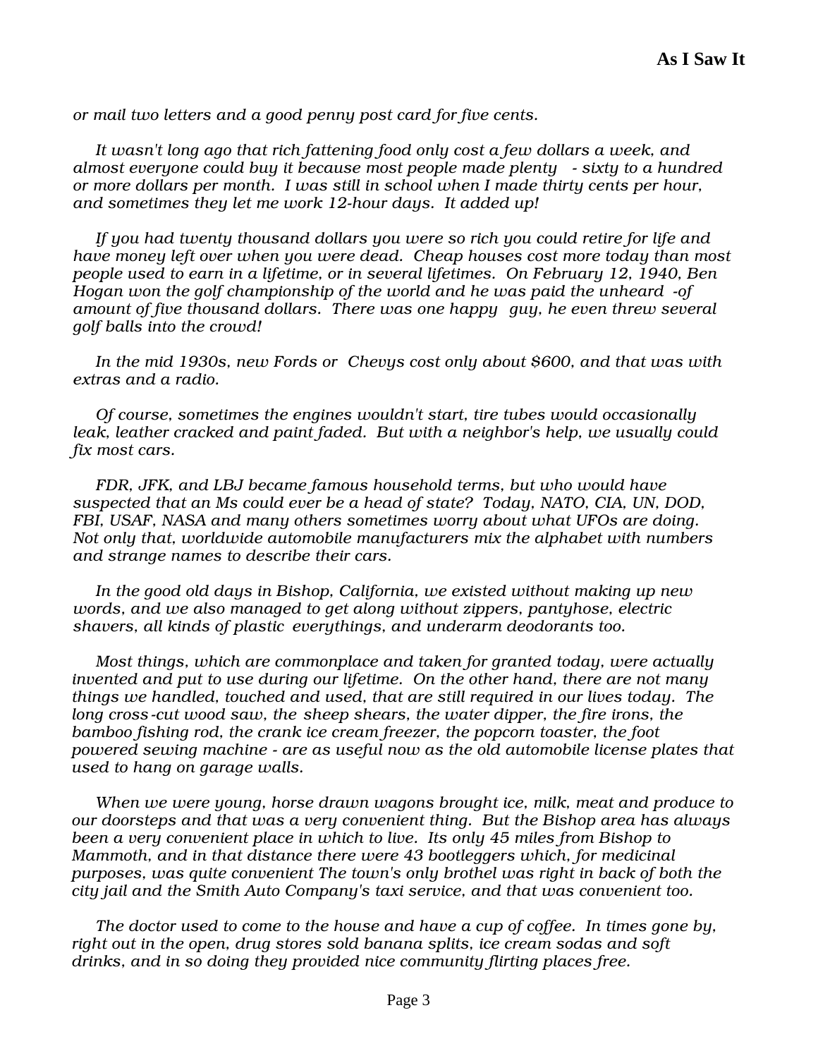*or mail two letters and a good penny post card for five cents.*

*It wasn't long ago that rich fattening food only cost a few dollars a week, and almost everyone could buy it because most people made plenty - sixty to a hundred or more dollars per month. I was still in school when I made thirty cents per hour, and sometimes they let me work 12-hour days. It added up!*

*If you had twenty thousand dollars you were so rich you could retire for life and have money left over when you were dead. Cheap houses cost more today than most people used to earn in a lifetime, or in several lifetimes. On February 12, 1940, Ben Hogan won the golf championship of the world and he was paid the unheard -of amount of five thousand dollars. There was one happy guy, he even threw several golf balls into the crowd!*

*In the mid 1930s, new Fords or Chevys cost only about $600, and that was with extras and a radio.*

*Of course, sometimes the engines wouldn't start, tire tubes would occasionally leak, leather cracked and paint faded. But with a neighbor's help, we usually could fix most cars.*

*FDR, JFK, and LBJ became famous household terms, but who would have suspected that an Ms could ever be a head of state? Today, NATO, CIA, UN, DOD, FBI, USAF, NASA and many others sometimes worry about what UFOs are doing. Not only that, worldwide automobile manufacturers mix the alphabet with numbers and strange names to describe their cars.*

*In the good old days in Bishop, California, we existed without making up new words, and we also managed to get along without zippers, pantyhose, electric shavers, all kinds of plastic everythings, and underarm deodorants too.*

*Most things, which are commonplace and taken for granted today, were actually invented and put to use during our lifetime. On the other hand, there are not many things we handled, touched and used, that are still required in our lives today. The long cross-cut wood saw, the sheep shears, the water dipper, the fire irons, the bamboo fishing rod, the crank ice cream freezer, the popcorn toaster, the foot powered sewing machine - are as useful now as the old automobile license plates that used to hang on garage walls.*

*When we were young, horse drawn wagons brought ice, milk, meat and produce to our doorsteps and that was a very convenient thing. But the Bishop area has always been a very convenient place in which to live. Its only 45 miles from Bishop to Mammoth, and in that distance there were 43 bootleggers which, for medicinal purposes, was quite convenient The town's only brothel was right in back of both the city jail and the Smith Auto Company's taxi service, and that was convenient too.*

*The doctor used to come to the house and have a cup of coffee. In times gone by, right out in the open, drug stores sold banana splits, ice cream sodas and soft drinks, and in so doing they provided nice community flirting places free.*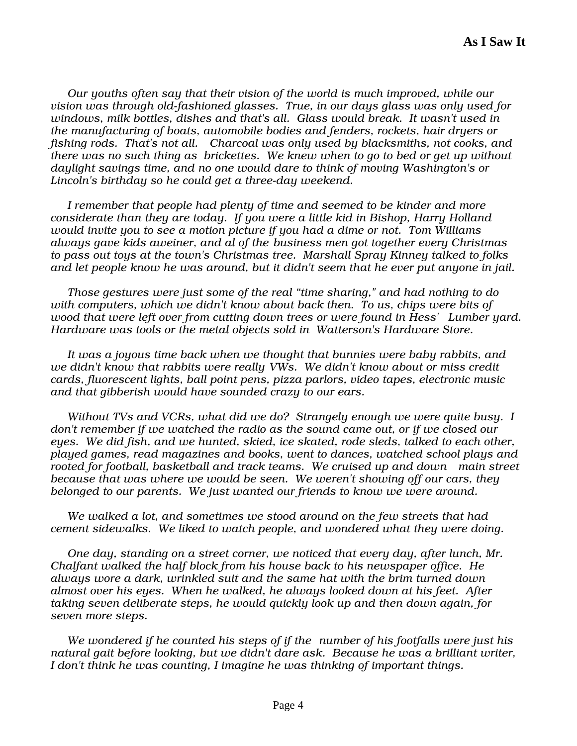*Our youths often say that their vision of the world is much improved, while our vision was through old-fashioned glasses. True, in our days glass was only used for windows, milk bottles, dishes and that's all. Glass would break. It wasn't used in the manufacturing of boats, automobile bodies and fenders, rockets, hair dryers or fishing rods. That's not all. Charcoal was only used by blacksmiths, not cooks, and there was no such thing as brickettes. We knew when to go to bed or get up without daylight savings time, and no one would dare to think of moving Washington's or Lincoln's birthday so he could get a three-day weekend.*

*I remember that people had plenty of time and seemed to be kinder and more considerate than they are today. If you were a little kid in Bishop, Harry Holland would invite you to see a motion picture if you had a dime or not. Tom Williams always gave kids aweiner, and al of the business men got together every Christmas to pass out toys at the town's Christmas tree. Marshall Spray Kinney talked to folks and let people know he was around, but it didn't seem that he ever put anyone in jail.*

*Those gestures were just some of the real "time sharing," and had nothing to do with computers, which we didn't know about back then. To us, chips were bits of wood that were left over from cutting down trees or were found in Hess' Lumber yard. Hardware was tools or the metal objects sold in Watterson's Hardware Store.*

*It was a joyous time back when we thought that bunnies were baby rabbits, and we didn't know that rabbits were really VWs. We didn't know about or miss credit cards, fluorescent lights, ball point pens, pizza parlors, video tapes, electronic music and that gibberish would have sounded crazy to our ears.*

*Without TVs and VCRs, what did we do? Strangely enough we were quite busy. I don't remember if we watched the radio as the sound came out, or if we closed our eyes. We did fish, and we hunted, skied, ice skated, rode sleds, talked to each other, played games, read magazines and books, went to dances, watched school plays and rooted for football, basketball and track teams. We cruised up and down main street because that was where we would be seen. We weren't showing off our cars, they belonged to our parents. We just wanted our friends to know we were around.*

*We walked a lot, and sometimes we stood around on the few streets that had cement sidewalks. We liked to watch people, and wondered what they were doing.*

*One day, standing on a street corner, we noticed that every day, after lunch, Mr. Chalfant walked the half block from his house back to his newspaper office. He always wore a dark, wrinkled suit and the same hat with the brim turned down almost over his eyes. When he walked, he always looked down at his feet. After taking seven deliberate steps, he would quickly look up and then down again, for seven more steps.*

*We wondered if he counted his steps of if the number of his footfalls were just his natural gait before looking, but we didn't dare ask. Because he was a brilliant writer, I don't think he was counting, I imagine he was thinking of important things.*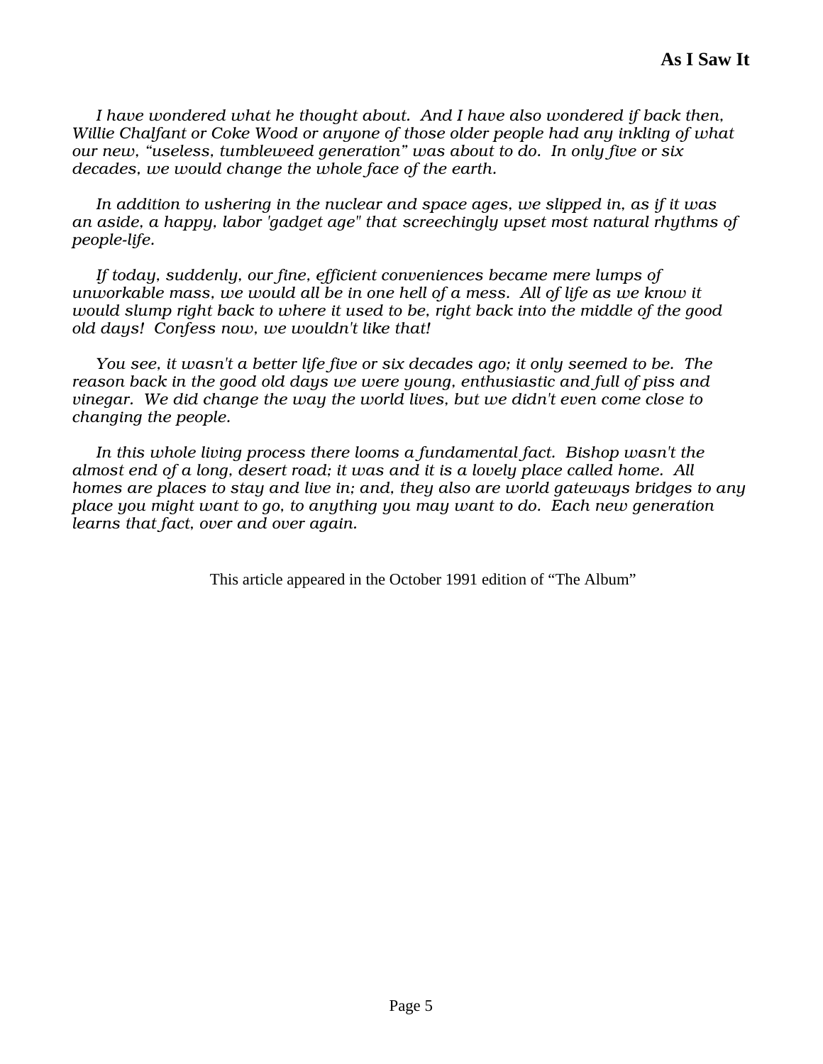*I have wondered what he thought about. And I have also wondered if back then, Willie Chalfant or Coke Wood or anyone of those older people had any inkling of what our new, "useless, tumbleweed generation" was about to do. In only five or six decades, we would change the whole face of the earth.*

*In addition to ushering in the nuclear and space ages, we slipped in, as if it was an aside, a happy, labor 'gadget age" that screechingly upset most natural rhythms of people-life.*

*If today, suddenly, our fine, efficient conveniences became mere lumps of unworkable mass, we would all be in one hell of a mess. All of life as we know it would slump right back to where it used to be, right back into the middle of the good old days! Confess now, we wouldn't like that!*

*You see, it wasn't a better life five or six decades ago; it only seemed to be. The reason back in the good old days we were young, enthusiastic and full of piss and vinegar. We did change the way the world lives, but we didn't even come close to changing the people.*

*In this whole living process there looms a fundamental fact. Bishop wasn't the almost end of a long, desert road; it was and it is a lovely place called home. All homes are places to stay and live in; and, they also are world gateways bridges to any place you might want to go, to anything you may want to do. Each new generation learns that fact, over and over again.*

This article appeared in the October 1991 edition of "The Album"